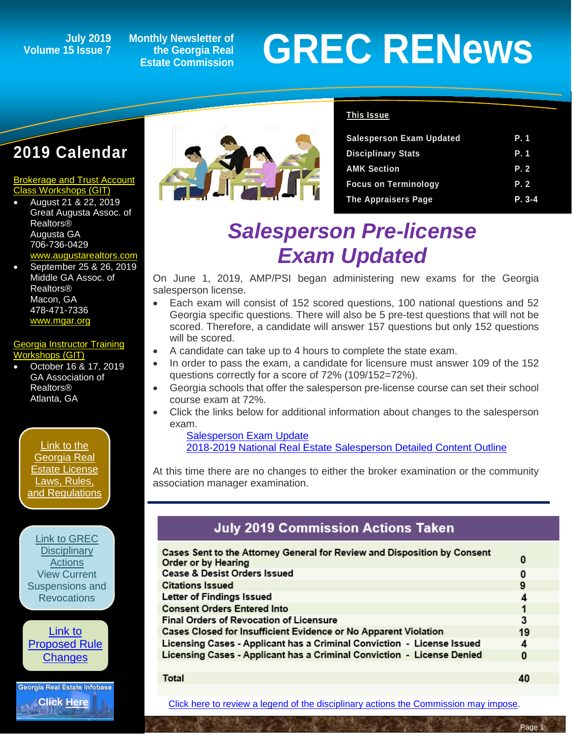July 2019
Volume 15 Issue 7

Monthly Newsletter of the Georgia Real Estate Commission

# GREC RENews

**This Issue**

| | |
|---|---|
| Salesperson Exam Updated | P. 1 |
| Disciplinary Stats | P. 1 |
| AMK Section | P. 2 |
| Focus on Terminology | P. 2 |
| The Appraisers Page | P. 3-4 |

## 2019 Calendar

**Brokerage and Trust Account Class Workshops (GIT)**

- August 21 & 22, 2019
  Great Augusta Assoc. of Realtors®
  Augusta GA
  706-736-0429
  www.augustarealtors.com
- September 25 & 26, 2019
  Middle GA Assoc. of Realtors®
  Macon, GA
  478-471-7336
  www.mgar.org

**Georgia Instructor Training Workshops (GIT)**

- October 16 & 17, 2019
  GA Association of Realtors®
  Atlanta, GA

Link to the Georgia Real Estate License Laws, Rules, and Regulations

Link to GREC Disciplinary Actions
View Current Suspensions and Revocations

Link to Proposed Rule Changes

Georgia Real Estate Infobase
Click Here

# *Salesperson Pre-license Exam Updated*

On June 1, 2019, AMP/PSI began administering new exams for the Georgia salesperson license.

- Each exam will consist of 152 scored questions, 100 national questions and 52 Georgia specific questions. There will also be 5 pre-test questions that will not be scored. Therefore, a candidate will answer 157 questions but only 152 questions will be scored.
- A candidate can take up to 4 hours to complete the state exam.
- In order to pass the exam, a candidate for licensure must answer 109 of the 152 questions correctly for a score of 72% (109/152=72%).
- Georgia schools that offer the salesperson pre-license course can set their school course exam at 72%.
- Click the links below for additional information about changes to the salesperson exam.
  - Salesperson Exam Update
  - 2018-2019 National Real Estate Salesperson Detailed Content Outline

At this time there are no changes to either the broker examination or the community association manager examination.

## July 2019 Commission Actions Taken

| Action | Count |
|---|---|
| Cases Sent to the Attorney General for Review and Disposition by Consent Order or by Hearing | 0 |
| Cease & Desist Orders Issued | 0 |
| Citations Issued | 9 |
| Letter of Findings Issued | 4 |
| Consent Orders Entered Into | 1 |
| Final Orders of Revocation of Licensure | 3 |
| Cases Closed for Insufficient Evidence or No Apparent Violation | 19 |
| Licensing Cases - Applicant has a Criminal Conviction - License Issued | 4 |
| Licensing Cases - Applicant has a Criminal Conviction - License Denied | 0 |
| Total | 40 |

Click here to review a legend of the disciplinary actions the Commission may impose.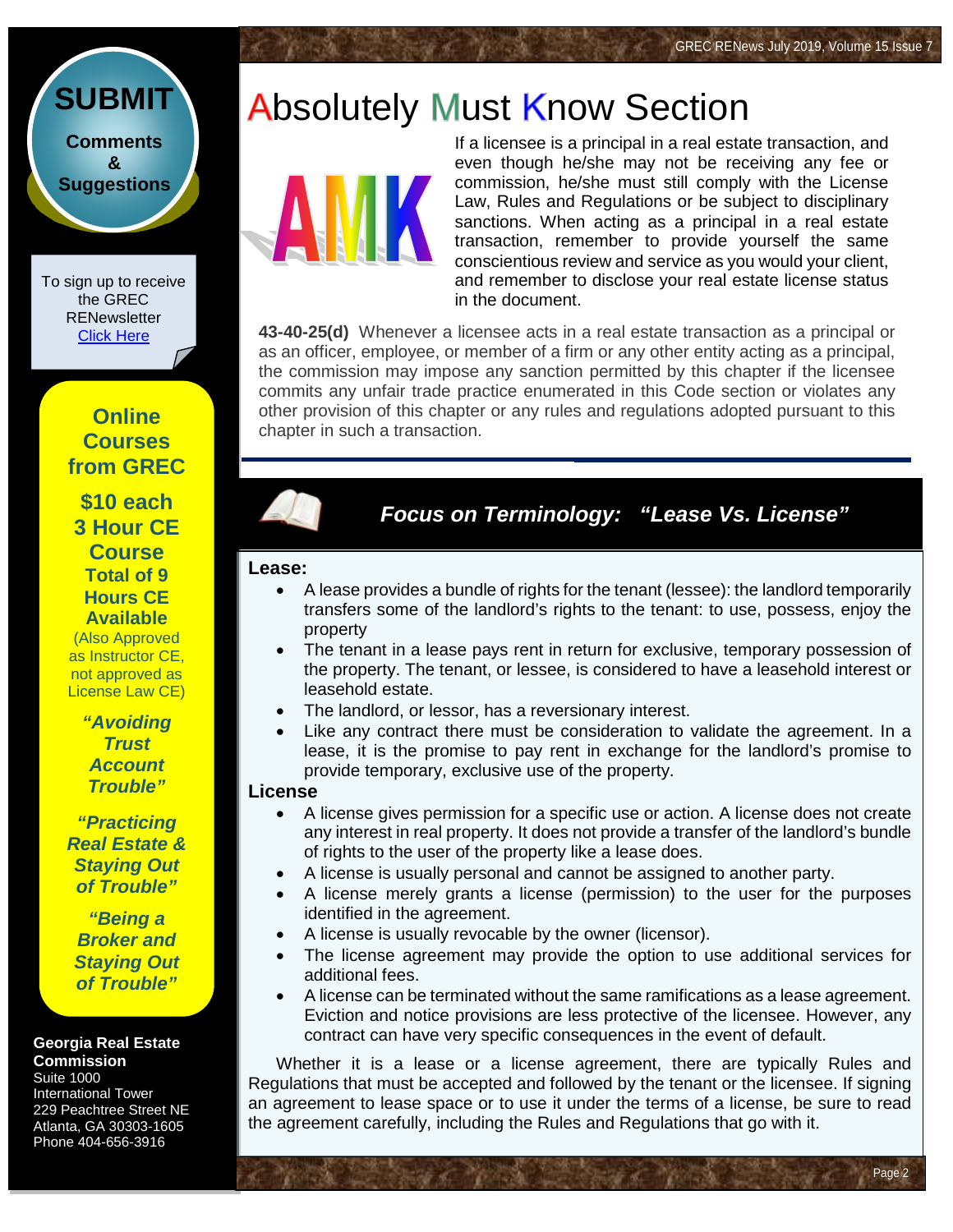# Absolutely Must Know Section

If a licensee is a principal in a real estate transaction, and even though he/she may not be receiving any fee or commission, he/she must still comply with the License Law, Rules and Regulations or be subject to disciplinary sanctions. When acting as a principal in a real estate transaction, remember to provide yourself the same conscientious review and service as you would your client, and remember to disclose your real estate license status in the document.

**43-40-25(d)** Whenever a licensee acts in a real estate transaction as a principal or as an officer, employee, or member of a firm or any other entity acting as a principal, the commission may impose any sanction permitted by this chapter if the licensee commits any unfair trade practice enumerated in this Code section or violates any other provision of this chapter or any rules and regulations adopted pursuant to this chapter in such a transaction.

## *Focus on Terminology: "Lease Vs. License"*

**Lease:**

- A lease provides a bundle of rights for the tenant (lessee): the landlord temporarily transfers some of the landlord's rights to the tenant: to use, possess, enjoy the property
- The tenant in a lease pays rent in return for exclusive, temporary possession of the property. The tenant, or lessee, is considered to have a leasehold interest or leasehold estate.
- The landlord, or lessor, has a reversionary interest.
- Like any contract there must be consideration to validate the agreement. In a lease, it is the promise to pay rent in exchange for the landlord's promise to provide temporary, exclusive use of the property.

**License**

- A license gives permission for a specific use or action. A license does not create any interest in real property. It does not provide a transfer of the landlord's bundle of rights to the user of the property like a lease does.
- A license is usually personal and cannot be assigned to another party.
- A license merely grants a license (permission) to the user for the purposes identified in the agreement.
- A license is usually revocable by the owner (licensor).
- The license agreement may provide the option to use additional services for additional fees.
- A license can be terminated without the same ramifications as a lease agreement. Eviction and notice provisions are less protective of the licensee. However, any contract can have very specific consequences in the event of default.

Whether it is a lease or a license agreement, there are typically Rules and Regulations that must be accepted and followed by the tenant or the licensee. If signing an agreement to lease space or to use it under the terms of a license, be sure to read the agreement carefully, including the Rules and Regulations that go with it.

---

**SUBMIT**

**Comments & Suggestions**

To sign up to receive the GREC RENewsletter [Click Here]

**Online Courses from GREC**

**$10 each**
**3 Hour CE Course**
**Total of 9 Hours CE Available**
(Also Approved as Instructor CE, not approved as License Law CE)

***"Avoiding Trust Account Trouble"***

***"Practicing Real Estate & Staying Out of Trouble"***

***"Being a Broker and Staying Out of Trouble"***

**Georgia Real Estate Commission**
Suite 1000
International Tower
229 Peachtree Street NE
Atlanta, GA 30303-1605
Phone 404-656-3916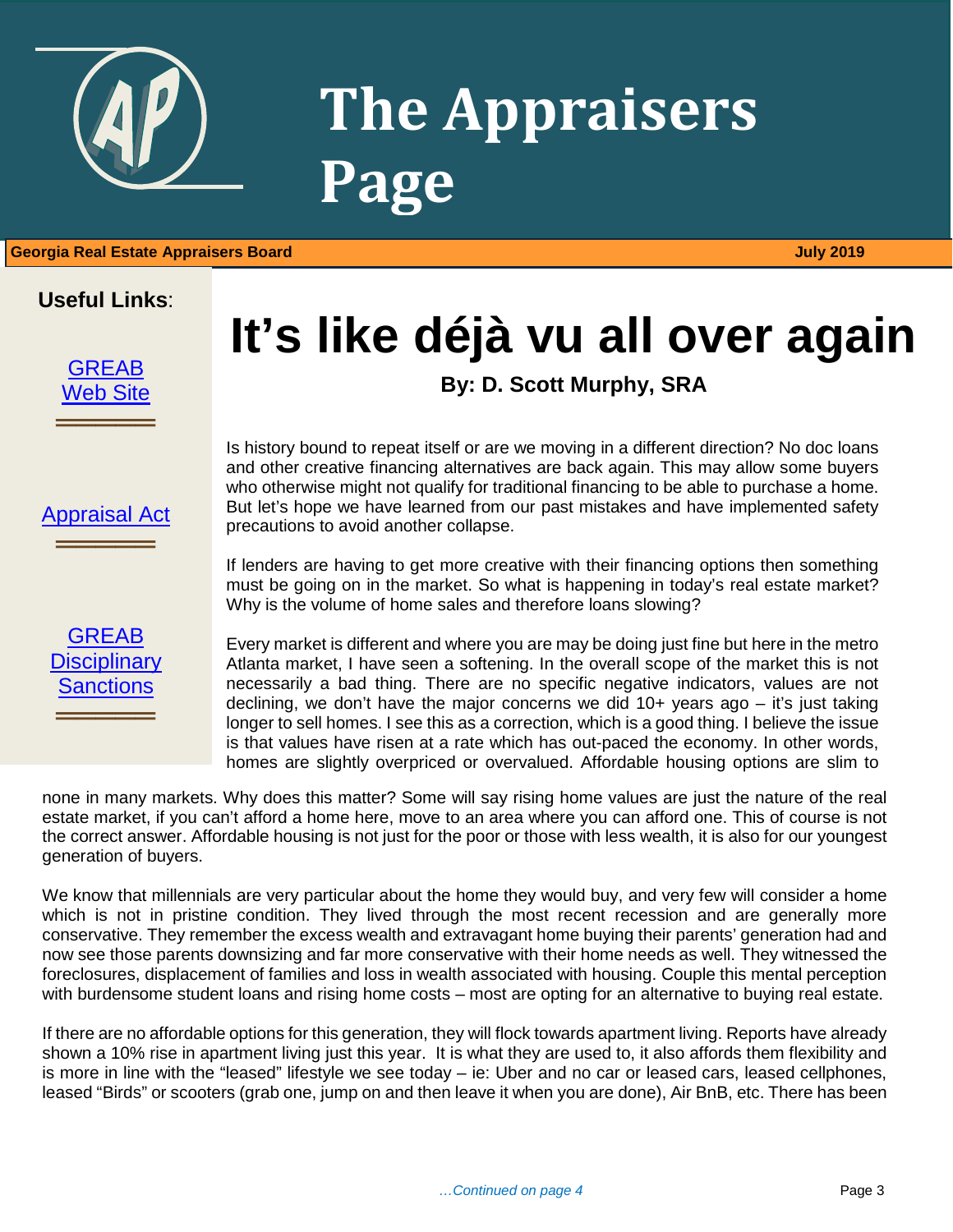# The Appraisers Page

**Georgia Real Estate Appraisers Board** **July 2019**

**Useful Links**:

GREAB Web Site

Appraisal Act

GREAB Disciplinary Sanctions

# It's like déjà vu all over again

**By: D. Scott Murphy, SRA**

Is history bound to repeat itself or are we moving in a different direction? No doc loans and other creative financing alternatives are back again. This may allow some buyers who otherwise might not qualify for traditional financing to be able to purchase a home. But let's hope we have learned from our past mistakes and have implemented safety precautions to avoid another collapse.

If lenders are having to get more creative with their financing options then something must be going on in the market. So what is happening in today's real estate market? Why is the volume of home sales and therefore loans slowing?

Every market is different and where you are may be doing just fine but here in the metro Atlanta market, I have seen a softening. In the overall scope of the market this is not necessarily a bad thing. There are no specific negative indicators, values are not declining, we don't have the major concerns we did 10+ years ago – it's just taking longer to sell homes. I see this as a correction, which is a good thing. I believe the issue is that values have risen at a rate which has out-paced the economy. In other words, homes are slightly overpriced or overvalued. Affordable housing options are slim to none in many markets. Why does this matter? Some will say rising home values are just the nature of the real estate market, if you can't afford a home here, move to an area where you can afford one. This of course is not the correct answer. Affordable housing is not just for the poor or those with less wealth, it is also for our youngest generation of buyers.

We know that millennials are very particular about the home they would buy, and very few will consider a home which is not in pristine condition. They lived through the most recent recession and are generally more conservative. They remember the excess wealth and extravagant home buying their parents' generation had and now see those parents downsizing and far more conservative with their home needs as well. They witnessed the foreclosures, displacement of families and loss in wealth associated with housing. Couple this mental perception with burdensome student loans and rising home costs – most are opting for an alternative to buying real estate.

If there are no affordable options for this generation, they will flock towards apartment living. Reports have already shown a 10% rise in apartment living just this year. It is what they are used to, it also affords them flexibility and is more in line with the "leased" lifestyle we see today – ie: Uber and no car or leased cars, leased cellphones, leased "Birds" or scooters (grab one, jump on and then leave it when you are done), Air BnB, etc. There has been

*…Continued on page 4*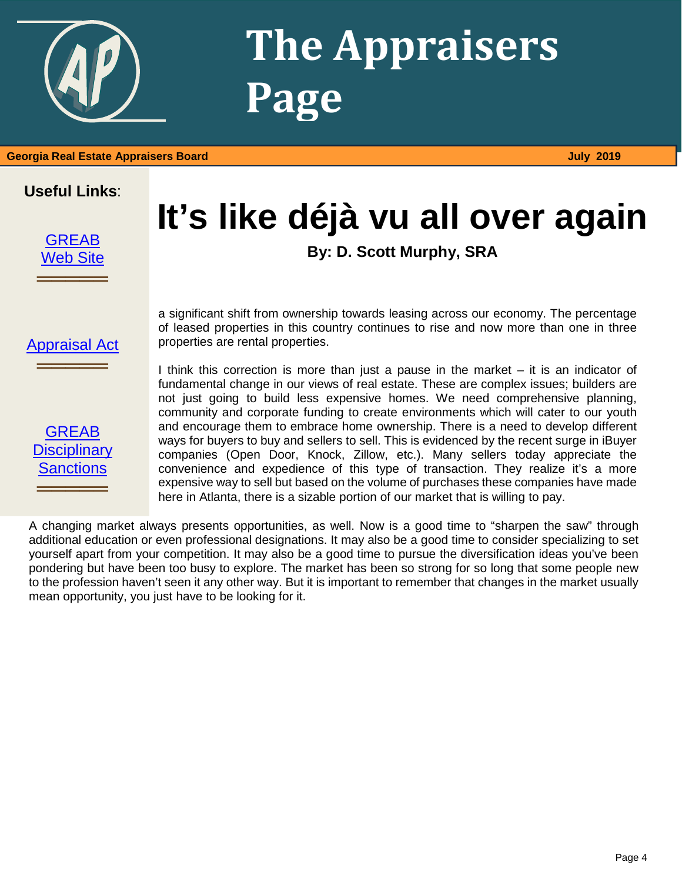# The Appraisers Page

**Georgia Real Estate Appraisers Board** **July 2019**

**Useful Links**:

GREAB Web Site

Appraisal Act

GREAB Disciplinary Sanctions

# It's like déjà vu all over again

**By: D. Scott Murphy, SRA**

a significant shift from ownership towards leasing across our economy. The percentage of leased properties in this country continues to rise and now more than one in three properties are rental properties.

I think this correction is more than just a pause in the market – it is an indicator of fundamental change in our views of real estate. These are complex issues; builders are not just going to build less expensive homes. We need comprehensive planning, community and corporate funding to create environments which will cater to our youth and encourage them to embrace home ownership. There is a need to develop different ways for buyers to buy and sellers to sell. This is evidenced by the recent surge in iBuyer companies (Open Door, Knock, Zillow, etc.). Many sellers today appreciate the convenience and expedience of this type of transaction. They realize it's a more expensive way to sell but based on the volume of purchases these companies have made here in Atlanta, there is a sizable portion of our market that is willing to pay.

A changing market always presents opportunities, as well. Now is a good time to "sharpen the saw" through additional education or even professional designations. It may also be a good time to consider specializing to set yourself apart from your competition. It may also be a good time to pursue the diversification ideas you've been pondering but have been too busy to explore. The market has been so strong for so long that some people new to the profession haven't seen it any other way. But it is important to remember that changes in the market usually mean opportunity, you just have to be looking for it.